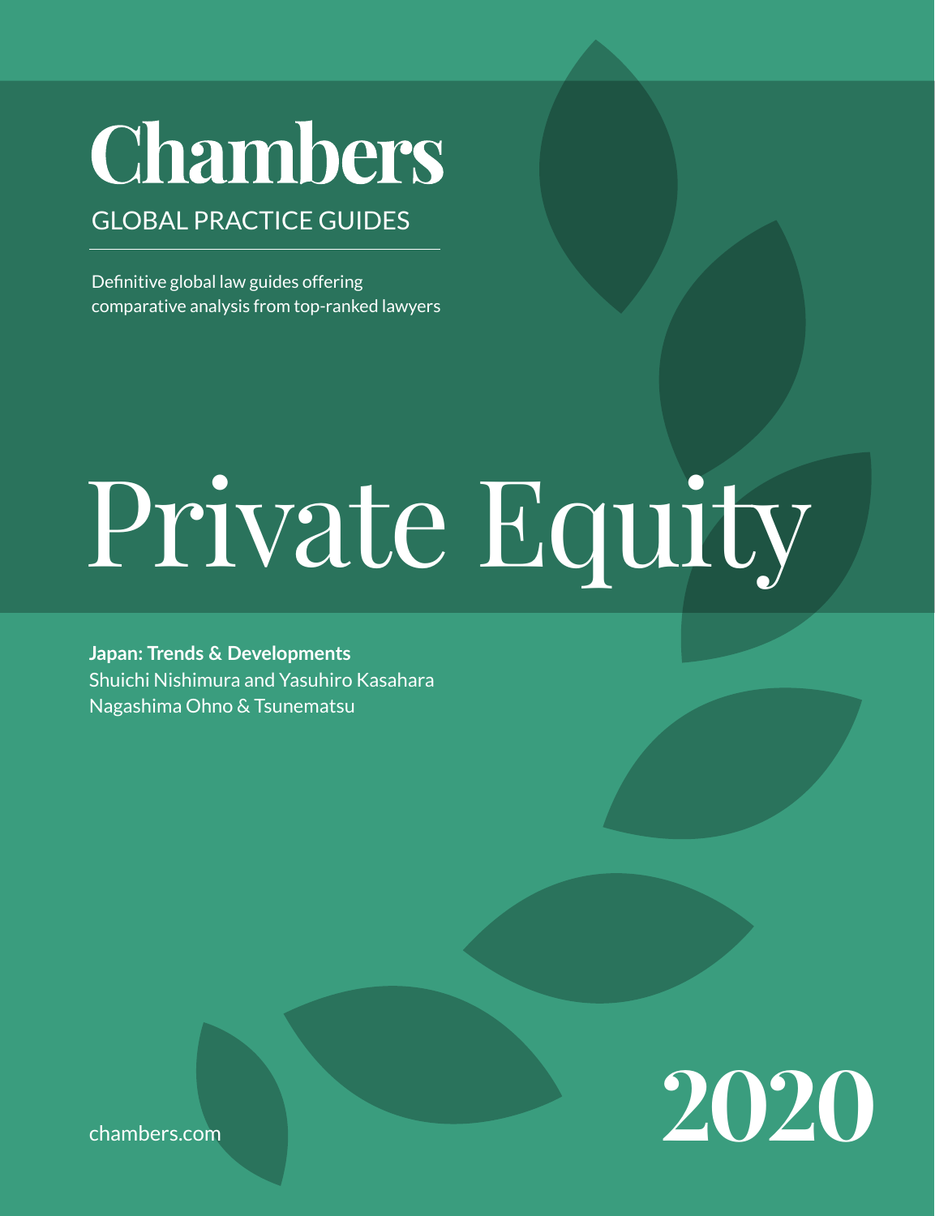# Chambers

GLOBAL PRACTICE GUIDES

Definitive global law guides offering comparative analysis from top-ranked lawyers

# Private Equity

**Japan: Trends & Developments**
Shuichi Nishimura and Yasuhiro Kasahara
Nagashima Ohno & Tsunematsu

chambers.com

2020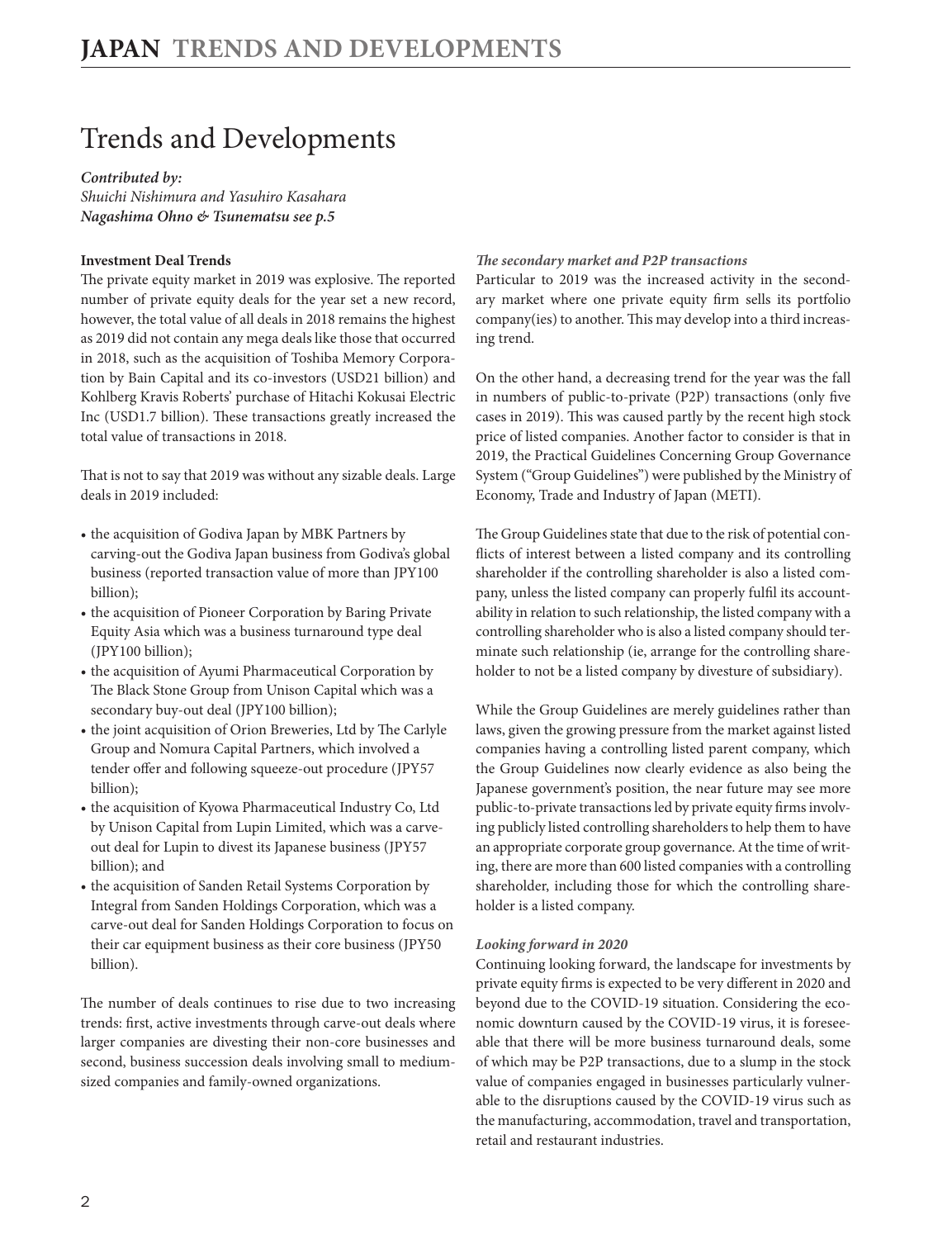# Trends and Developments

***Contributed by:***
*Shuichi Nishimura and Yasuhiro Kasahara*
***Nagashima Ohno & Tsunematsu see p.5***

**Investment Deal Trends**

The private equity market in 2019 was explosive. The reported number of private equity deals for the year set a new record, however, the total value of all deals in 2018 remains the highest as 2019 did not contain any mega deals like those that occurred in 2018, such as the acquisition of Toshiba Memory Corporation by Bain Capital and its co-investors (USD21 billion) and Kohlberg Kravis Roberts' purchase of Hitachi Kokusai Electric Inc (USD1.7 billion). These transactions greatly increased the total value of transactions in 2018.

That is not to say that 2019 was without any sizable deals. Large deals in 2019 included:

- the acquisition of Godiva Japan by MBK Partners by carving-out the Godiva Japan business from Godiva's global business (reported transaction value of more than JPY100 billion);
- the acquisition of Pioneer Corporation by Baring Private Equity Asia which was a business turnaround type deal (JPY100 billion);
- the acquisition of Ayumi Pharmaceutical Corporation by The Black Stone Group from Unison Capital which was a secondary buy-out deal (JPY100 billion);
- the joint acquisition of Orion Breweries, Ltd by The Carlyle Group and Nomura Capital Partners, which involved a tender offer and following squeeze-out procedure (JPY57 billion);
- the acquisition of Kyowa Pharmaceutical Industry Co, Ltd by Unison Capital from Lupin Limited, which was a carve-out deal for Lupin to divest its Japanese business (JPY57 billion); and
- the acquisition of Sanden Retail Systems Corporation by Integral from Sanden Holdings Corporation, which was a carve-out deal for Sanden Holdings Corporation to focus on their car equipment business as their core business (JPY50 billion).

The number of deals continues to rise due to two increasing trends: first, active investments through carve-out deals where larger companies are divesting their non-core businesses and second, business succession deals involving small to medium-sized companies and family-owned organizations.

***The secondary market and P2P transactions***

Particular to 2019 was the increased activity in the secondary market where one private equity firm sells its portfolio company(ies) to another. This may develop into a third increasing trend.

On the other hand, a decreasing trend for the year was the fall in numbers of public-to-private (P2P) transactions (only five cases in 2019). This was caused partly by the recent high stock price of listed companies. Another factor to consider is that in 2019, the Practical Guidelines Concerning Group Governance System ("Group Guidelines") were published by the Ministry of Economy, Trade and Industry of Japan (METI).

The Group Guidelines state that due to the risk of potential conflicts of interest between a listed company and its controlling shareholder if the controlling shareholder is also a listed company, unless the listed company can properly fulfil its accountability in relation to such relationship, the listed company with a controlling shareholder who is also a listed company should terminate such relationship (ie, arrange for the controlling shareholder to not be a listed company by divesture of subsidiary).

While the Group Guidelines are merely guidelines rather than laws, given the growing pressure from the market against listed companies having a controlling listed parent company, which the Group Guidelines now clearly evidence as also being the Japanese government's position, the near future may see more public-to-private transactions led by private equity firms involving publicly listed controlling shareholders to help them to have an appropriate corporate group governance. At the time of writing, there are more than 600 listed companies with a controlling shareholder, including those for which the controlling shareholder is a listed company.

***Looking forward in 2020***

Continuing looking forward, the landscape for investments by private equity firms is expected to be very different in 2020 and beyond due to the COVID-19 situation. Considering the economic downturn caused by the COVID-19 virus, it is foreseeable that there will be more business turnaround deals, some of which may be P2P transactions, due to a slump in the stock value of companies engaged in businesses particularly vulnerable to the disruptions caused by the COVID-19 virus such as the manufacturing, accommodation, travel and transportation, retail and restaurant industries.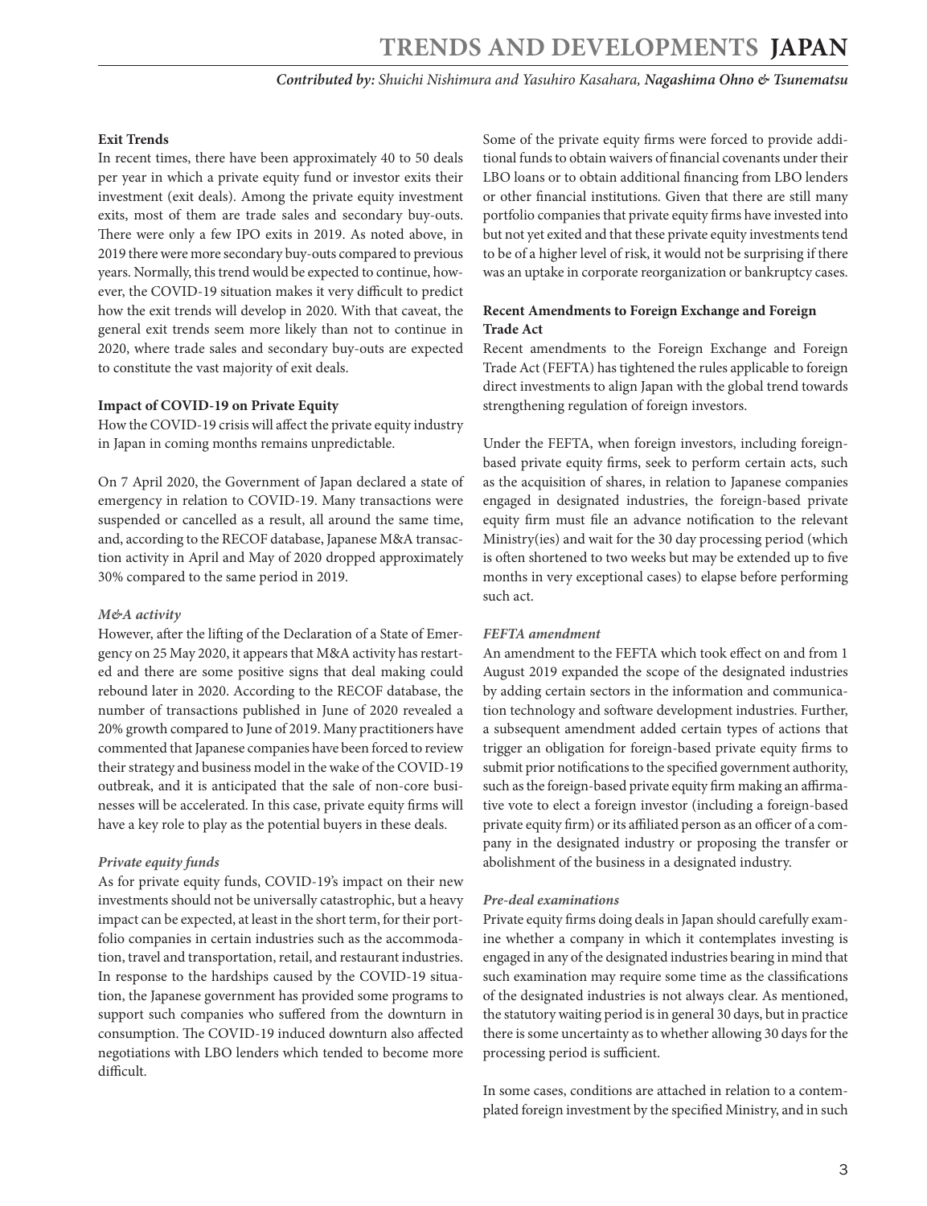### Exit Trends

In recent times, there have been approximately 40 to 50 deals per year in which a private equity fund or investor exits their investment (exit deals). Among the private equity investment exits, most of them are trade sales and secondary buy-outs. There were only a few IPO exits in 2019. As noted above, in 2019 there were more secondary buy-outs compared to previous years. Normally, this trend would be expected to continue, however, the COVID-19 situation makes it very difficult to predict how the exit trends will develop in 2020. With that caveat, the general exit trends seem more likely than not to continue in 2020, where trade sales and secondary buy-outs are expected to constitute the vast majority of exit deals.

### Impact of COVID-19 on Private Equity

How the COVID-19 crisis will affect the private equity industry in Japan in coming months remains unpredictable.

On 7 April 2020, the Government of Japan declared a state of emergency in relation to COVID-19. Many transactions were suspended or cancelled as a result, all around the same time, and, according to the RECOF database, Japanese M&A transaction activity in April and May of 2020 dropped approximately 30% compared to the same period in 2019.

#### *M&A activity*

However, after the lifting of the Declaration of a State of Emergency on 25 May 2020, it appears that M&A activity has restarted and there are some positive signs that deal making could rebound later in 2020. According to the RECOF database, the number of transactions published in June of 2020 revealed a 20% growth compared to June of 2019. Many practitioners have commented that Japanese companies have been forced to review their strategy and business model in the wake of the COVID-19 outbreak, and it is anticipated that the sale of non-core businesses will be accelerated. In this case, private equity firms will have a key role to play as the potential buyers in these deals.

#### *Private equity funds*

As for private equity funds, COVID-19's impact on their new investments should not be universally catastrophic, but a heavy impact can be expected, at least in the short term, for their portfolio companies in certain industries such as the accommodation, travel and transportation, retail, and restaurant industries. In response to the hardships caused by the COVID-19 situation, the Japanese government has provided some programs to support such companies who suffered from the downturn in consumption. The COVID-19 induced downturn also affected negotiations with LBO lenders which tended to become more difficult.

Some of the private equity firms were forced to provide additional funds to obtain waivers of financial covenants under their LBO loans or to obtain additional financing from LBO lenders or other financial institutions. Given that there are still many portfolio companies that private equity firms have invested into but not yet exited and that these private equity investments tend to be of a higher level of risk, it would not be surprising if there was an uptake in corporate reorganization or bankruptcy cases.

### Recent Amendments to Foreign Exchange and Foreign Trade Act

Recent amendments to the Foreign Exchange and Foreign Trade Act (FEFTA) has tightened the rules applicable to foreign direct investments to align Japan with the global trend towards strengthening regulation of foreign investors.

Under the FEFTA, when foreign investors, including foreign-based private equity firms, seek to perform certain acts, such as the acquisition of shares, in relation to Japanese companies engaged in designated industries, the foreign-based private equity firm must file an advance notification to the relevant Ministry(ies) and wait for the 30 day processing period (which is often shortened to two weeks but may be extended up to five months in very exceptional cases) to elapse before performing such act.

#### *FEFTA amendment*

An amendment to the FEFTA which took effect on and from 1 August 2019 expanded the scope of the designated industries by adding certain sectors in the information and communication technology and software development industries. Further, a subsequent amendment added certain types of actions that trigger an obligation for foreign-based private equity firms to submit prior notifications to the specified government authority, such as the foreign-based private equity firm making an affirmative vote to elect a foreign investor (including a foreign-based private equity firm) or its affiliated person as an officer of a company in the designated industry or proposing the transfer or abolishment of the business in a designated industry.

#### *Pre-deal examinations*

Private equity firms doing deals in Japan should carefully examine whether a company in which it contemplates investing is engaged in any of the designated industries bearing in mind that such examination may require some time as the classifications of the designated industries is not always clear. As mentioned, the statutory waiting period is in general 30 days, but in practice there is some uncertainty as to whether allowing 30 days for the processing period is sufficient.

In some cases, conditions are attached in relation to a contemplated foreign investment by the specified Ministry, and in such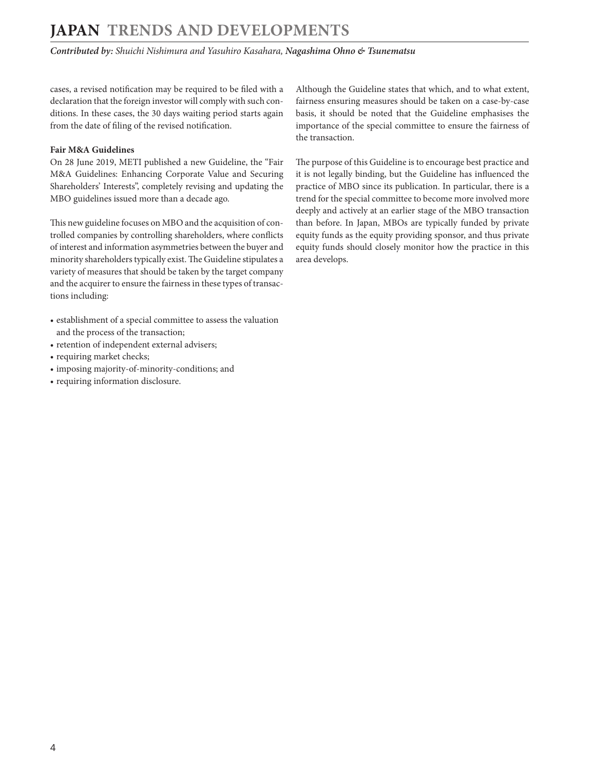cases, a revised notification may be required to be filed with a declaration that the foreign investor will comply with such conditions. In these cases, the 30 days waiting period starts again from the date of filing of the revised notification.

**Fair M&A Guidelines**

On 28 June 2019, METI published a new Guideline, the "Fair M&A Guidelines: Enhancing Corporate Value and Securing Shareholders' Interests", completely revising and updating the MBO guidelines issued more than a decade ago.

This new guideline focuses on MBO and the acquisition of controlled companies by controlling shareholders, where conflicts of interest and information asymmetries between the buyer and minority shareholders typically exist. The Guideline stipulates a variety of measures that should be taken by the target company and the acquirer to ensure the fairness in these types of transactions including:

- establishment of a special committee to assess the valuation and the process of the transaction;
- retention of independent external advisers;
- requiring market checks;
- imposing majority-of-minority-conditions; and
- requiring information disclosure.

Although the Guideline states that which, and to what extent, fairness ensuring measures should be taken on a case-by-case basis, it should be noted that the Guideline emphasises the importance of the special committee to ensure the fairness of the transaction.

The purpose of this Guideline is to encourage best practice and it is not legally binding, but the Guideline has influenced the practice of MBO since its publication. In particular, there is a trend for the special committee to become more involved more deeply and actively at an earlier stage of the MBO transaction than before. In Japan, MBOs are typically funded by private equity funds as the equity providing sponsor, and thus private equity funds should closely monitor how the practice in this area develops.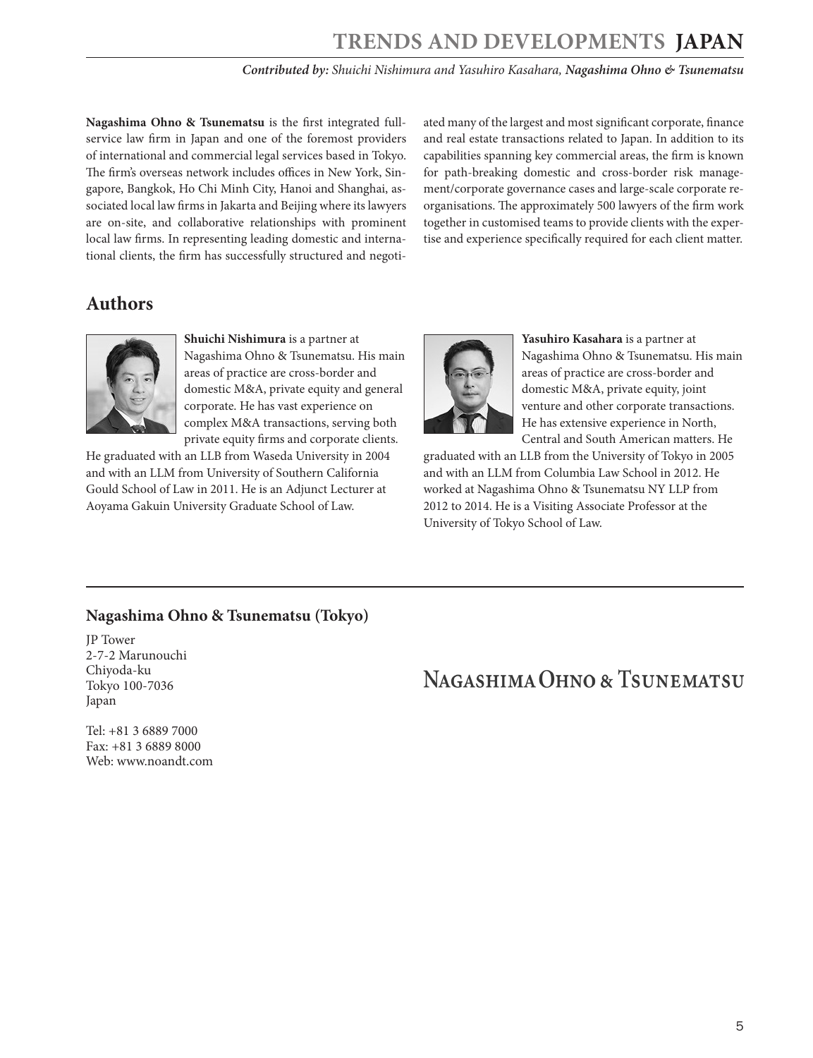**Nagashima Ohno & Tsunematsu** is the first integrated full-service law firm in Japan and one of the foremost providers of international and commercial legal services based in Tokyo. The firm's overseas network includes offices in New York, Singapore, Bangkok, Ho Chi Minh City, Hanoi and Shanghai, associated local law firms in Jakarta and Beijing where its lawyers are on-site, and collaborative relationships with prominent local law firms. In representing leading domestic and international clients, the firm has successfully structured and negotiated many of the largest and most significant corporate, finance and real estate transactions related to Japan. In addition to its capabilities spanning key commercial areas, the firm is known for path-breaking domestic and cross-border risk management/corporate governance cases and large-scale corporate reorganisations. The approximately 500 lawyers of the firm work together in customised teams to provide clients with the expertise and experience specifically required for each client matter.

## Authors

**Shuichi Nishimura** is a partner at Nagashima Ohno & Tsunematsu. His main areas of practice are cross-border and domestic M&A, private equity and general corporate. He has vast experience on complex M&A transactions, serving both private equity firms and corporate clients. He graduated with an LLB from Waseda University in 2004 and with an LLM from University of Southern California Gould School of Law in 2011. He is an Adjunct Lecturer at Aoyama Gakuin University Graduate School of Law.

**Yasuhiro Kasahara** is a partner at Nagashima Ohno & Tsunematsu. His main areas of practice are cross-border and domestic M&A, private equity, joint venture and other corporate transactions. He has extensive experience in North, Central and South American matters. He graduated with an LLB from the University of Tokyo in 2005 and with an LLM from Columbia Law School in 2012. He worked at Nagashima Ohno & Tsunematsu NY LLP from 2012 to 2014. He is a Visiting Associate Professor at the University of Tokyo School of Law.

### Nagashima Ohno & Tsunematsu (Tokyo)

JP Tower
2-7-2 Marunouchi
Chiyoda-ku
Tokyo 100-7036
Japan

Tel: +81 3 6889 7000
Fax: +81 3 6889 8000
Web: www.noandt.com

NAGASHIMA OHNO & TSUNEMATSU